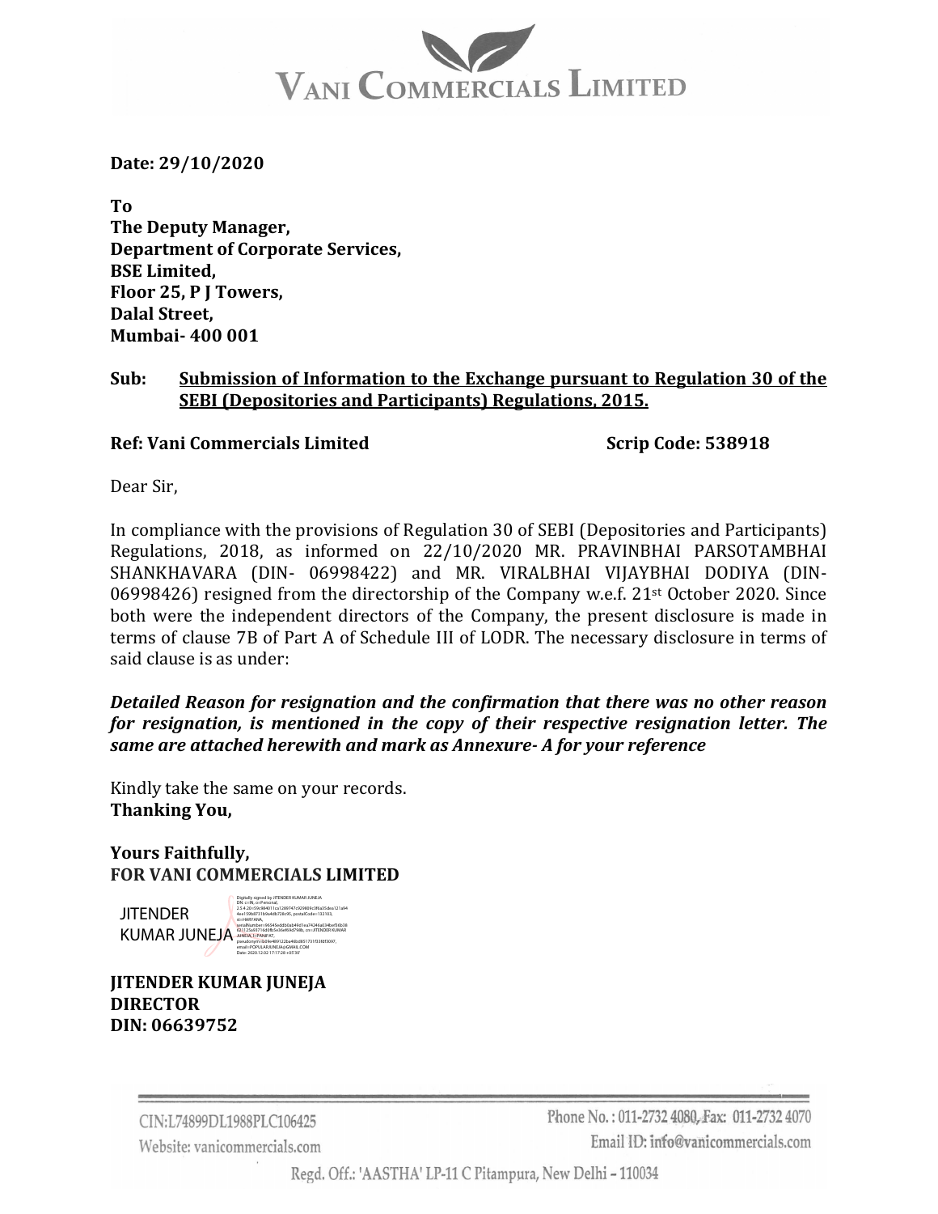# VANI COMMERCIALS LIMITED

**Date: 29/10/2020**

**To**
**The Deputy Manager,**
**Department of Corporate Services,**
**BSE Limited,**
**Floor 25, P J Towers,**
**Dalal Street,**
**Mumbai- 400 001**

**Sub: <u>Submission of Information to the Exchange pursuant to Regulation 30 of the SEBI (Depositories and Participants) Regulations, 2015.</u>**

**Ref: Vani Commercials Limited** **Scrip Code: 538918**

Dear Sir,

In compliance with the provisions of Regulation 30 of SEBI (Depositories and Participants) Regulations, 2018, as informed on 22/10/2020 MR. PRAVINBHAI PARSOTAMBHAI SHANKHAVARA (DIN- 06998422) and MR. VIRALBHAI VIJAYBHAI DODIYA (DIN- 06998426) resigned from the directorship of the Company w.e.f. 21st October 2020. Since both were the independent directors of the Company, the present disclosure is made in terms of clause 7B of Part A of Schedule III of LODR. The necessary disclosure in terms of said clause is as under:

***Detailed Reason for resignation and the confirmation that there was no other reason for resignation, is mentioned in the copy of their respective resignation letter. The same are attached herewith and mark as Annexure- A for your reference***

Kindly take the same on your records.
**Thanking You,**

**Yours Faithfully,**
**FOR VANI COMMERCIALS LIMITED**

JITENDER KUMAR JUNEJA

**JITENDER KUMAR JUNEJA**
**DIRECTOR**
**DIN: 06639752**

CIN:L74899DL1988PLC106425
Website: vanicommercials.com
Phone No. : 011-2732 4080, Fax: 011-2732 4070
Email ID: info@vanicommercials.com
Regd. Off.: 'AASTHA' LP-11 C Pitampura, New Delhi – 110034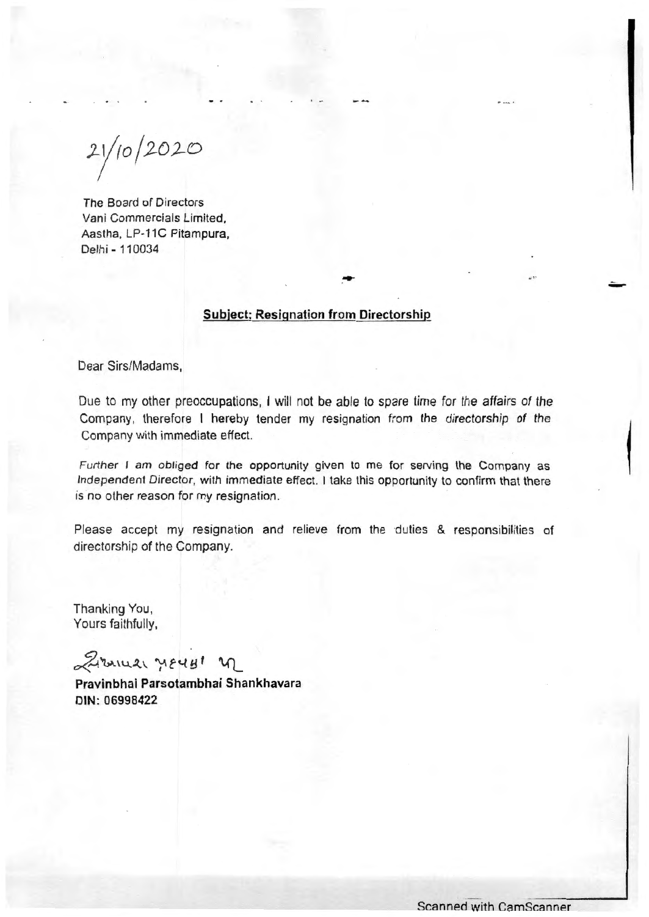21/10/2020

The Board of Directors
Vani Commercials Limited,
Aastha, LP-11C Pitampura,
Delhi - 110034

**Subject: Resignation from Directorship**

Dear Sirs/Madams,

Due to my other preoccupations, I will not be able to spare time for the affairs of the Company, therefore I hereby tender my resignation from the directorship of the Company with immediate effect.

Further I am obliged for the opportunity given to me for serving the Company as Independent Director, with immediate effect. I take this opportunity to confirm that there is no other reason for my resignation.

Please accept my resignation and relieve from the duties & responsibilities of directorship of the Company.

Thanking You,
Yours faithfully,

**Pravinbhai Parsotambhai Shankhavara**
**DIN: 06998422**

Scanned with CamScanner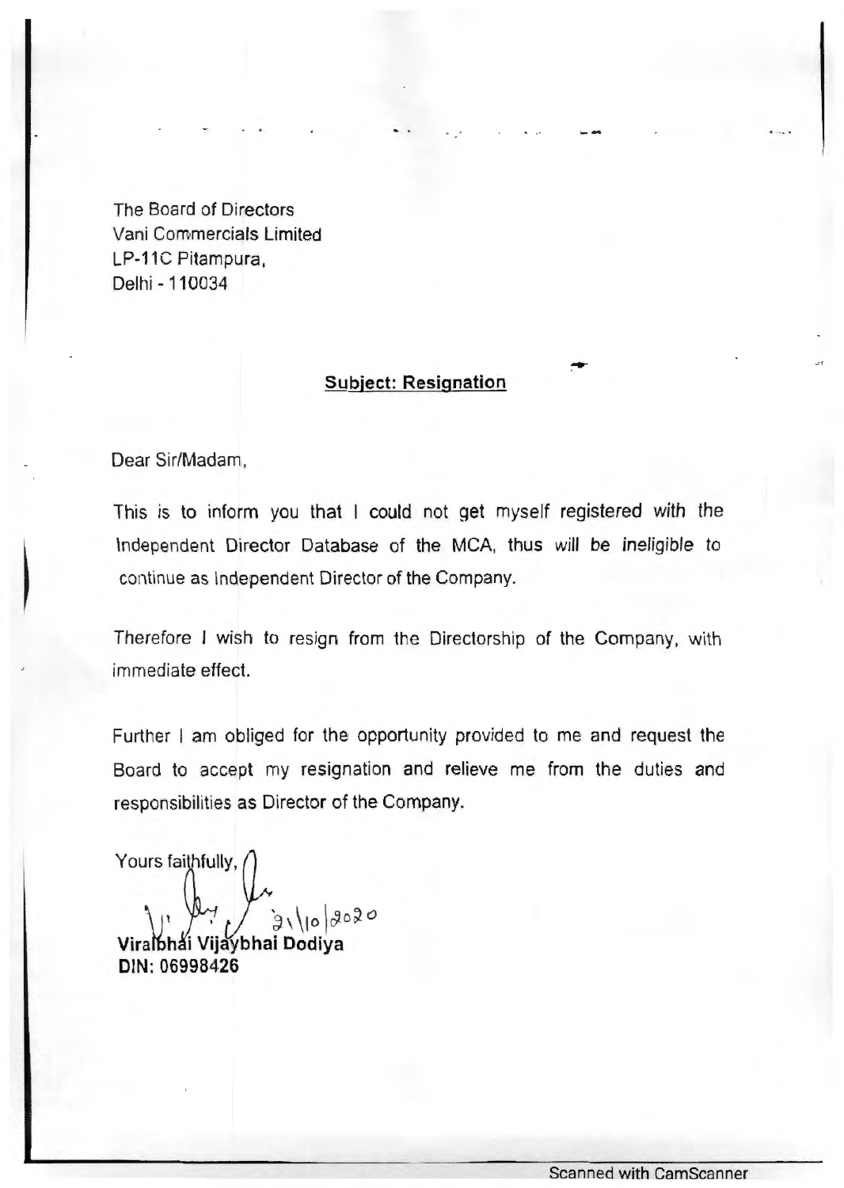The Board of Directors
Vani Commercials Limited
LP-11C Pitampura,
Delhi - 110034

**Subject: Resignation**

Dear Sir/Madam,

This is to inform you that I could not get myself registered with the Independent Director Database of the MCA, thus will be ineligible to continue as Independent Director of the Company.

Therefore I wish to resign from the Directorship of the Company, with immediate effect.

Further I am obliged for the opportunity provided to me and request the Board to accept my resignation and relieve me from the duties and responsibilities as Director of the Company.

Yours faithfully,

31/10/2020

**Viralbhai Vijaybhai Dodiya**
**DIN: 06998426**

Scanned with CamScanner